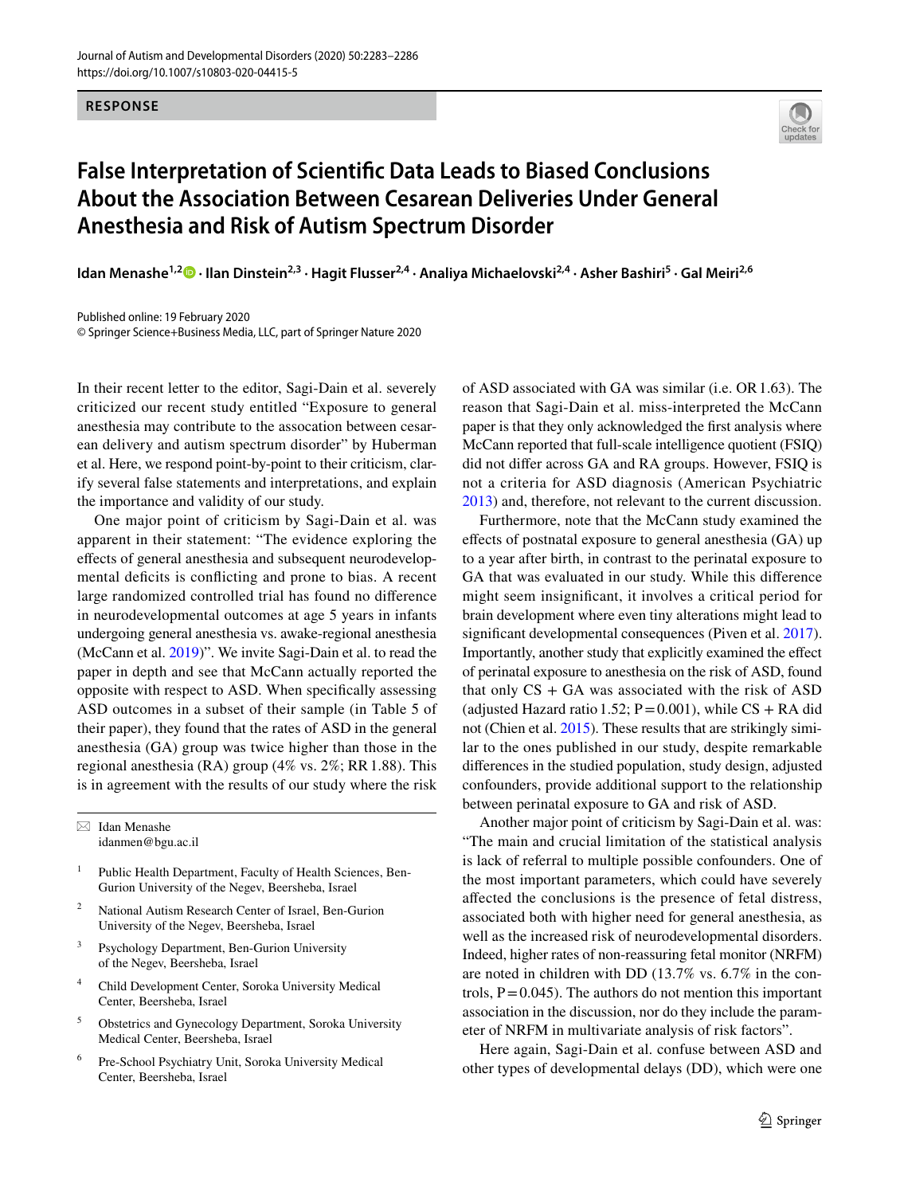**RESPONSE**

# False Interpretation of Scientific Data Leads to Biased Conclusions About the Association Between Cesarean Deliveries Under General Anesthesia and Risk of Autism Spectrum Disorder

**Idan Menashe[1,2] · Ilan Dinstein[2,3] · Hagit Flusser[2,4] · Analiya Michaelovski[2,4] · Asher Bashiri[5] · Gal Meiri[2,6]**

Published online: 19 February 2020
© Springer Science+Business Media, LLC, part of Springer Nature 2020

In their recent letter to the editor, Sagi-Dain et al. severely criticized our recent study entitled "Exposure to general anesthesia may contribute to the association between cesarean delivery and autism spectrum disorder" by Huberman et al. Here, we respond point-by-point to their criticism, clarify several false statements and interpretations, and explain the importance and validity of our study.

One major point of criticism by Sagi-Dain et al. was apparent in their statement: "The evidence exploring the effects of general anesthesia and subsequent neurodevelopmental deficits is conflicting and prone to bias. A recent large randomized controlled trial has found no difference in neurodevelopmental outcomes at age 5 years in infants undergoing general anesthesia vs. awake-regional anesthesia (McCann et al. 2019)". We invite Sagi-Dain et al. to read the paper in depth and see that McCann actually reported the opposite with respect to ASD. When specifically assessing ASD outcomes in a subset of their sample (in Table 5 of their paper), they found that the rates of ASD in the general anesthesia (GA) group was twice higher than those in the regional anesthesia (RA) group (4% vs. 2%; RR 1.88). This is in agreement with the results of our study where the risk of ASD associated with GA was similar (i.e. OR 1.63). The reason that Sagi-Dain et al. miss-interpreted the McCann paper is that they only acknowledged the first analysis where McCann reported that full-scale intelligence quotient (FSIQ) did not differ across GA and RA groups. However, FSIQ is not a criteria for ASD diagnosis (American Psychiatric 2013) and, therefore, not relevant to the current discussion.

Furthermore, note that the McCann study examined the effects of postnatal exposure to general anesthesia (GA) up to a year after birth, in contrast to the perinatal exposure to GA that was evaluated in our study. While this difference might seem insignificant, it involves a critical period for brain development where even tiny alterations might lead to significant developmental consequences (Piven et al. 2017). Importantly, another study that explicitly examined the effect of perinatal exposure to anesthesia on the risk of ASD, found that only CS + GA was associated with the risk of ASD (adjusted Hazard ratio 1.52; P = 0.001), while CS + RA did not (Chien et al. 2015). These results that are strikingly similar to the ones published in our study, despite remarkable differences in the studied population, study design, adjusted confounders, provide additional support to the relationship between perinatal exposure to GA and risk of ASD.

Another major point of criticism by Sagi-Dain et al. was: "The main and crucial limitation of the statistical analysis is lack of referral to multiple possible confounders. One of the most important parameters, which could have severely affected the conclusions is the presence of fetal distress, associated both with higher need for general anesthesia, as well as the increased risk of neurodevelopmental disorders. Indeed, higher rates of non-reassuring fetal monitor (NRFM) are noted in children with DD (13.7% vs. 6.7% in the controls, P = 0.045). The authors do not mention this important association in the discussion, nor do they include the parameter of NRFM in multivariate analysis of risk factors".

Here again, Sagi-Dain et al. confuse between ASD and other types of developmental delays (DD), which were one

---

✉ Idan Menashe
idanmen@bgu.ac.il

[1] Public Health Department, Faculty of Health Sciences, Ben-Gurion University of the Negev, Beersheba, Israel

[2] National Autism Research Center of Israel, Ben-Gurion University of the Negev, Beersheba, Israel

[3] Psychology Department, Ben-Gurion University of the Negev, Beersheba, Israel

[4] Child Development Center, Soroka University Medical Center, Beersheba, Israel

[5] Obstetrics and Gynecology Department, Soroka University Medical Center, Beersheba, Israel

[6] Pre-School Psychiatry Unit, Soroka University Medical Center, Beersheba, Israel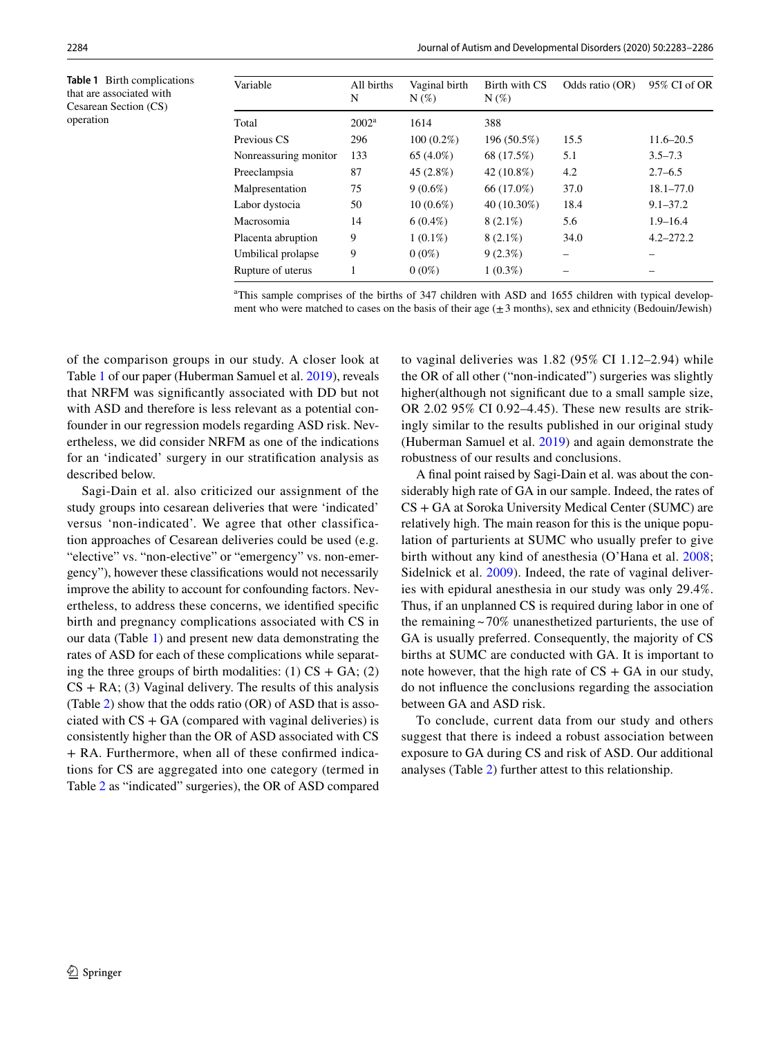**Table 1** Birth complications that are associated with Cesarean Section (CS) operation

| Variable | All births N | Vaginal birth N (%) | Birth with CS N (%) | Odds ratio (OR) | 95% CI of OR |
|---|---|---|---|---|---|
| Total | 2002[a] | 1614 | 388 | | |
| Previous CS | 296 | 100 (0.2%) | 196 (50.5%) | 15.5 | 11.6–20.5 |
| Nonreassuring monitor | 133 | 65 (4.0%) | 68 (17.5%) | 5.1 | 3.5–7.3 |
| Preeclampsia | 87 | 45 (2.8%) | 42 (10.8%) | 4.2 | 2.7–6.5 |
| Malpresentation | 75 | 9 (0.6%) | 66 (17.0%) | 37.0 | 18.1–77.0 |
| Labor dystocia | 50 | 10 (0.6%) | 40 (10.30%) | 18.4 | 9.1–37.2 |
| Macrosomia | 14 | 6 (0.4%) | 8 (2.1%) | 5.6 | 1.9–16.4 |
| Placenta abruption | 9 | 1 (0.1%) | 8 (2.1%) | 34.0 | 4.2–272.2 |
| Umbilical prolapse | 9 | 0 (0%) | 9 (2.3%) | – | – |
| Rupture of uterus | 1 | 0 (0%) | 1 (0.3%) | – | – |

[a]This sample comprises of the births of 347 children with ASD and 1655 children with typical development who were matched to cases on the basis of their age (±3 months), sex and ethnicity (Bedouin/Jewish)

of the comparison groups in our study. A closer look at Table 1 of our paper (Huberman Samuel et al. 2019), reveals that NRFM was significantly associated with DD but not with ASD and therefore is less relevant as a potential confounder in our regression models regarding ASD risk. Nevertheless, we did consider NRFM as one of the indications for an 'indicated' surgery in our stratification analysis as described below.

Sagi-Dain et al. also criticized our assignment of the study groups into cesarean deliveries that were 'indicated' versus 'non-indicated'. We agree that other classification approaches of Cesarean deliveries could be used (e.g. "elective" vs. "non-elective" or "emergency" vs. non-emergency"), however these classifications would not necessarily improve the ability to account for confounding factors. Nevertheless, to address these concerns, we identified specific birth and pregnancy complications associated with CS in our data (Table 1) and present new data demonstrating the rates of ASD for each of these complications while separating the three groups of birth modalities: (1) CS + GA; (2) CS + RA; (3) Vaginal delivery. The results of this analysis (Table 2) show that the odds ratio (OR) of ASD that is associated with CS + GA (compared with vaginal deliveries) is consistently higher than the OR of ASD associated with CS + RA. Furthermore, when all of these confirmed indications for CS are aggregated into one category (termed in Table 2 as "indicated" surgeries), the OR of ASD compared to vaginal deliveries was 1.82 (95% CI 1.12–2.94) while the OR of all other ("non-indicated") surgeries was slightly higher(although not significant due to a small sample size, OR 2.02 95% CI 0.92–4.45). These new results are strikingly similar to the results published in our original study (Huberman Samuel et al. 2019) and again demonstrate the robustness of our results and conclusions.

A final point raised by Sagi-Dain et al. was about the considerably high rate of GA in our sample. Indeed, the rates of CS + GA at Soroka University Medical Center (SUMC) are relatively high. The main reason for this is the unique population of parturients at SUMC who usually prefer to give birth without any kind of anesthesia (O'Hana et al. 2008; Sidelnick et al. 2009). Indeed, the rate of vaginal deliveries with epidural anesthesia in our study was only 29.4%. Thus, if an unplanned CS is required during labor in one of the remaining ~70% unanesthetized parturients, the use of GA is usually preferred. Consequently, the majority of CS births at SUMC are conducted with GA. It is important to note however, that the high rate of CS + GA in our study, do not influence the conclusions regarding the association between GA and ASD risk.

To conclude, current data from our study and others suggest that there is indeed a robust association between exposure to GA during CS and risk of ASD. Our additional analyses (Table 2) further attest to this relationship.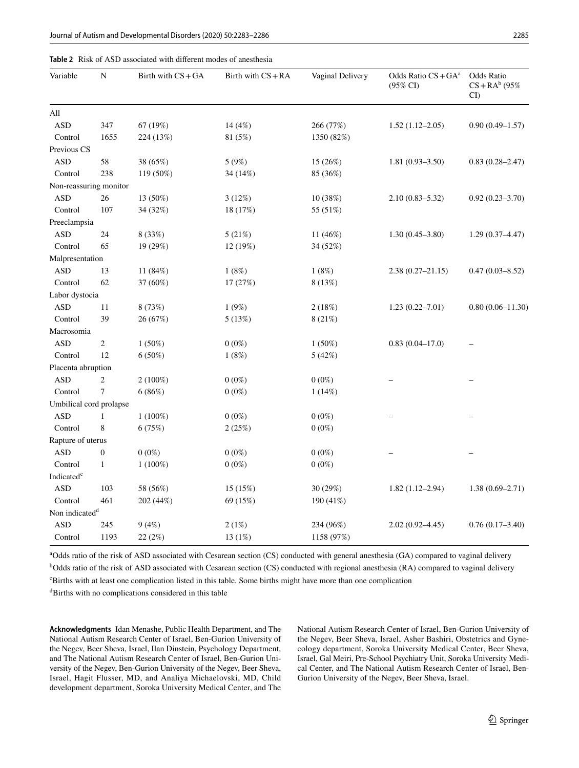**Table 2** Risk of ASD associated with different modes of anesthesia

| Variable | N | Birth with CS + GA | Birth with CS + RA | Vaginal Delivery | Odds Ratio CS + GA[a] (95% CI) | Odds Ratio CS + RA[b] (95% CI) |
|---|---|---|---|---|---|---|
| All | | | | | | |
| ASD | 347 | 67 (19%) | 14 (4%) | 266 (77%) | 1.52 (1.12–2.05) | 0.90 (0.49–1.57) |
| Control | 1655 | 224 (13%) | 81 (5%) | 1350 (82%) | | |
| Previous CS | | | | | | |
| ASD | 58 | 38 (65%) | 5 (9%) | 15 (26%) | 1.81 (0.93–3.50) | 0.83 (0.28–2.47) |
| Control | 238 | 119 (50%) | 34 (14%) | 85 (36%) | | |
| Non-reassuring monitor | | | | | | |
| ASD | 26 | 13 (50%) | 3 (12%) | 10 (38%) | 2.10 (0.83–5.32) | 0.92 (0.23–3.70) |
| Control | 107 | 34 (32%) | 18 (17%) | 55 (51%) | | |
| Preeclampsia | | | | | | |
| ASD | 24 | 8 (33%) | 5 (21%) | 11 (46%) | 1.30 (0.45–3.80) | 1.29 (0.37–4.47) |
| Control | 65 | 19 (29%) | 12 (19%) | 34 (52%) | | |
| Malpresentation | | | | | | |
| ASD | 13 | 11 (84%) | 1 (8%) | 1 (8%) | 2.38 (0.27–21.15) | 0.47 (0.03–8.52) |
| Control | 62 | 37 (60%) | 17 (27%) | 8 (13%) | | |
| Labor dystocia | | | | | | |
| ASD | 11 | 8 (73%) | 1 (9%) | 2 (18%) | 1.23 (0.22–7.01) | 0.80 (0.06–11.30) |
| Control | 39 | 26 (67%) | 5 (13%) | 8 (21%) | | |
| Macrosomia | | | | | | |
| ASD | 2 | 1 (50%) | 0 (0%) | 1 (50%) | 0.83 (0.04–17.0) | – |
| Control | 12 | 6 (50%) | 1 (8%) | 5 (42%) | | |
| Placenta abruption | | | | | | |
| ASD | 2 | 2 (100%) | 0 (0%) | 0 (0%) | – | – |
| Control | 7 | 6 (86%) | 0 (0%) | 1 (14%) | | |
| Umbilical cord prolapse | | | | | | |
| ASD | 1 | 1 (100%) | 0 (0%) | 0 (0%) | – | – |
| Control | 8 | 6 (75%) | 2 (25%) | 0 (0%) | | |
| Rapture of uterus | | | | | | |
| ASD | 0 | 0 (0%) | 0 (0%) | 0 (0%) | – | – |
| Control | 1 | 1 (100%) | 0 (0%) | 0 (0%) | | |
| Indicated[c] | | | | | | |
| ASD | 103 | 58 (56%) | 15 (15%) | 30 (29%) | 1.82 (1.12–2.94) | 1.38 (0.69–2.71) |
| Control | 461 | 202 (44%) | 69 (15%) | 190 (41%) | | |
| Non indicated[d] | | | | | | |
| ASD | 245 | 9 (4%) | 2 (1%) | 234 (96%) | 2.02 (0.92–4.45) | 0.76 (0.17–3.40) |
| Control | 1193 | 22 (2%) | 13 (1%) | 1158 (97%) | | |

[a]Odds ratio of the risk of ASD associated with Cesarean section (CS) conducted with general anesthesia (GA) compared to vaginal delivery

[b]Odds ratio of the risk of ASD associated with Cesarean section (CS) conducted with regional anesthesia (RA) compared to vaginal delivery

[c]Births with at least one complication listed in this table. Some births might have more than one complication

[d]Births with no complications considered in this table

**Acknowledgments** Idan Menashe, Public Health Department, and The National Autism Research Center of Israel, Ben-Gurion University of the Negev, Beer Sheva, Israel, Ilan Dinstein, Psychology Department, and The National Autism Research Center of Israel, Ben-Gurion University of the Negev, Ben-Gurion University of the Negev, Beer Sheva, Israel, Hagit Flusser, MD, and Analiya Michaelovski, MD, Child development department, Soroka University Medical Center, and The National Autism Research Center of Israel, Ben-Gurion University of the Negev, Beer Sheva, Israel, Asher Bashiri, Obstetrics and Gynecology department, Soroka University Medical Center, Beer Sheva, Israel, Gal Meiri, Pre-School Psychiatry Unit, Soroka University Medical Center, and The National Autism Research Center of Israel, Ben-Gurion University of the Negev, Beer Sheva, Israel.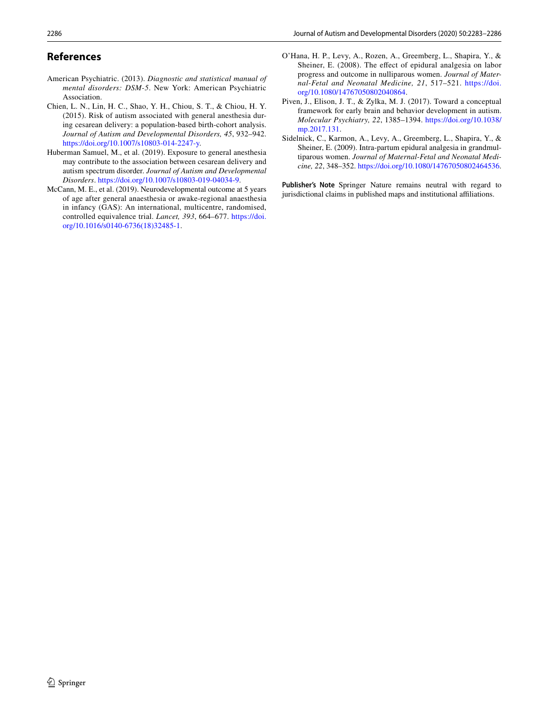## References

American Psychiatric. (2013). *Diagnostic and statistical manual of mental disorders: DSM-5*. New York: American Psychiatric Association.

Chien, L. N., Lin, H. C., Shao, Y. H., Chiou, S. T., & Chiou, H. Y. (2015). Risk of autism associated with general anesthesia during cesarean delivery: a population-based birth-cohort analysis. *Journal of Autism and Developmental Disorders, 45*, 932–942. https://doi.org/10.1007/s10803-014-2247-y.

Huberman Samuel, M., et al. (2019). Exposure to general anesthesia may contribute to the association between cesarean delivery and autism spectrum disorder. *Journal of Autism and Developmental Disorders*. https://doi.org/10.1007/s10803-019-04034-9.

McCann, M. E., et al. (2019). Neurodevelopmental outcome at 5 years of age after general anaesthesia or awake-regional anaesthesia in infancy (GAS): An international, multicentre, randomised, controlled equivalence trial. *Lancet, 393*, 664–677. https://doi.org/10.1016/s0140-6736(18)32485-1.

O'Hana, H. P., Levy, A., Rozen, A., Greemberg, L., Shapira, Y., & Sheiner, E. (2008). The effect of epidural analgesia on labor progress and outcome in nulliparous women. *Journal of Maternal-Fetal and Neonatal Medicine, 21*, 517–521. https://doi.org/10.1080/14767050802040864.

Piven, J., Elison, J. T., & Zylka, M. J. (2017). Toward a conceptual framework for early brain and behavior development in autism. *Molecular Psychiatry, 22*, 1385–1394. https://doi.org/10.1038/mp.2017.131.

Sidelnick, C., Karmon, A., Levy, A., Greemberg, L., Shapira, Y., & Sheiner, E. (2009). Intra-partum epidural analgesia in grandmultiparous women. *Journal of Maternal-Fetal and Neonatal Medicine, 22*, 348–352. https://doi.org/10.1080/14767050802464536.

**Publisher's Note** Springer Nature remains neutral with regard to jurisdictional claims in published maps and institutional affiliations.